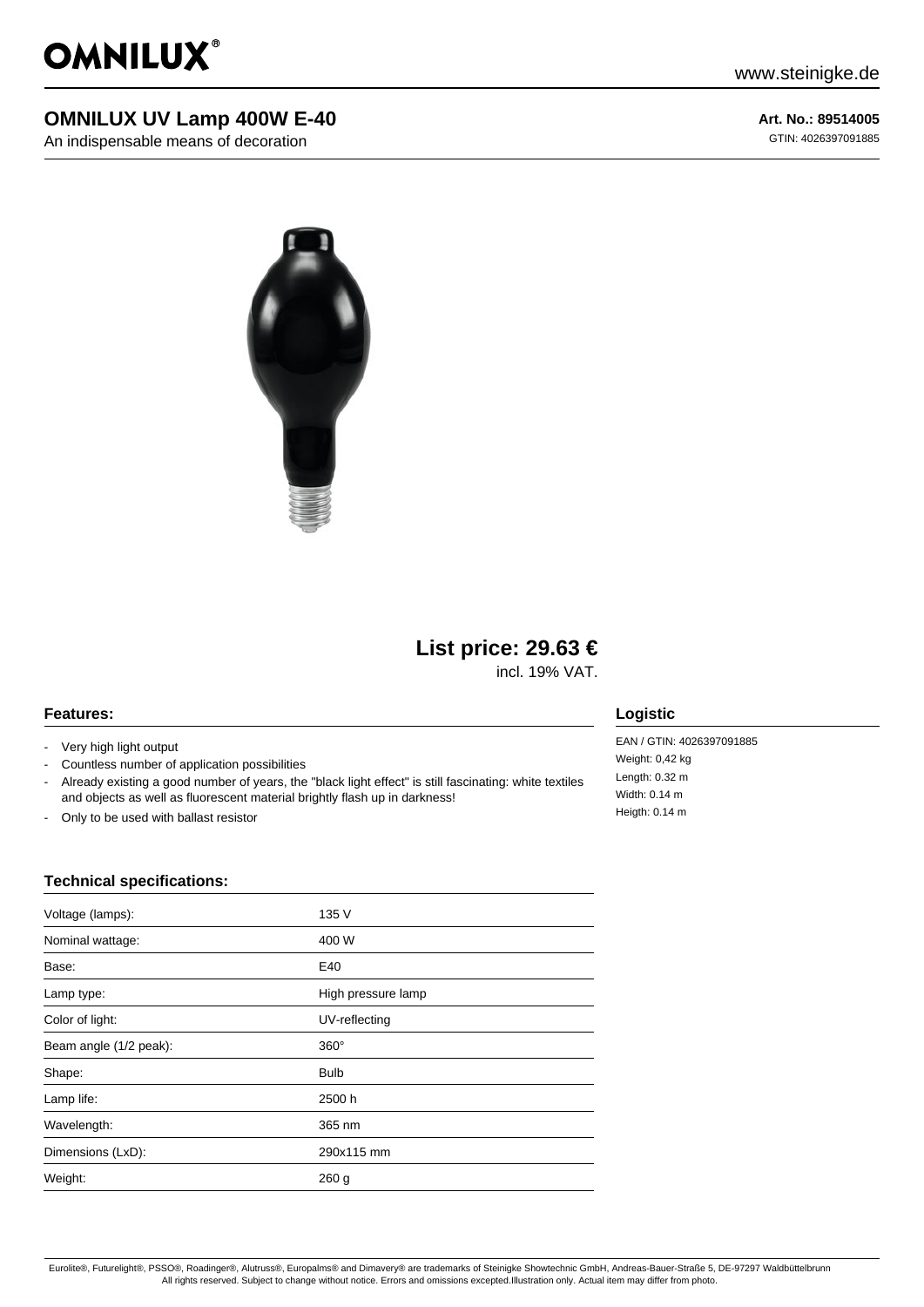OMNILUX®

www.steinigke.de

# OMNILUX UV Lamp 400W E-40

An indispensable means of decoration

**Art. No.: 89514005**

GTIN: 4026397091885

## List price: 29.63 €

incl. 19% VAT.

### Features:

- Very high light output
- Countless number of application possibilities
- Already existing a good number of years, the "black light effect" is still fascinating: white textiles and objects as well as fluorescent material brightly flash up in darkness!
- Only to be used with ballast resistor

### Logistic

EAN / GTIN: 4026397091885
Weight: 0,42 kg
Length: 0.32 m
Width: 0.14 m
Heigth: 0.14 m

### Technical specifications:

| | |
|---|---|
| Voltage (lamps): | 135 V |
| Nominal wattage: | 400 W |
| Base: | E40 |
| Lamp type: | High pressure lamp |
| Color of light: | UV-reflecting |
| Beam angle (1/2 peak): | 360° |
| Shape: | Bulb |
| Lamp life: | 2500 h |
| Wavelength: | 365 nm |
| Dimensions (LxD): | 290x115 mm |
| Weight: | 260 g |

Eurolite®, Futurelight®, PSSO®, Roadinger®, Alutruss®, Europalms® and Dimavery® are trademarks of Steinigke Showtechnic GmbH, Andreas-Bauer-Straße 5, DE-97297 Waldbüttelbrunn
All rights reserved. Subject to change without notice. Errors and omissions excepted.Illustration only. Actual item may differ from photo.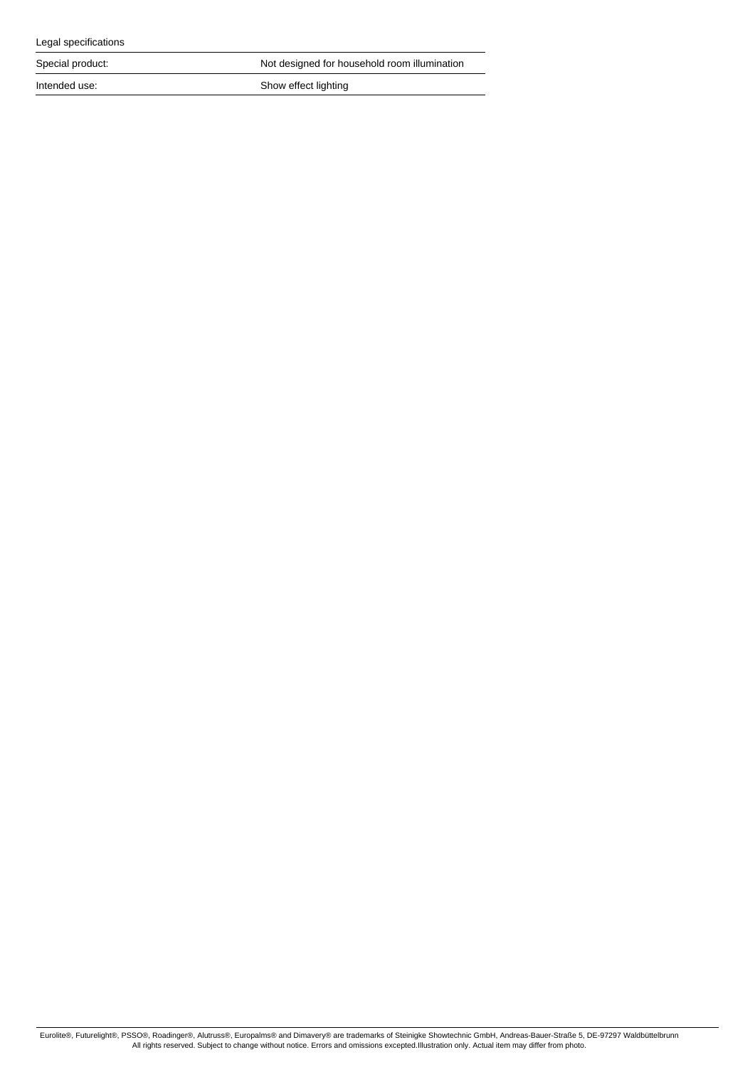Legal specifications

| | |
|---|---|
| Special product: | Not designed for household room illumination |
| Intended use: | Show effect lighting |

Eurolite®, Futurelight®, PSSO®, Roadinger®, Alutruss®, Europalms® and Dimavery® are trademarks of Steinigke Showtechnic GmbH, Andreas-Bauer-Straße 5, DE-97297 Waldbüttelbrunn
All rights reserved. Subject to change without notice. Errors and omissions excepted.Illustration only. Actual item may differ from photo.